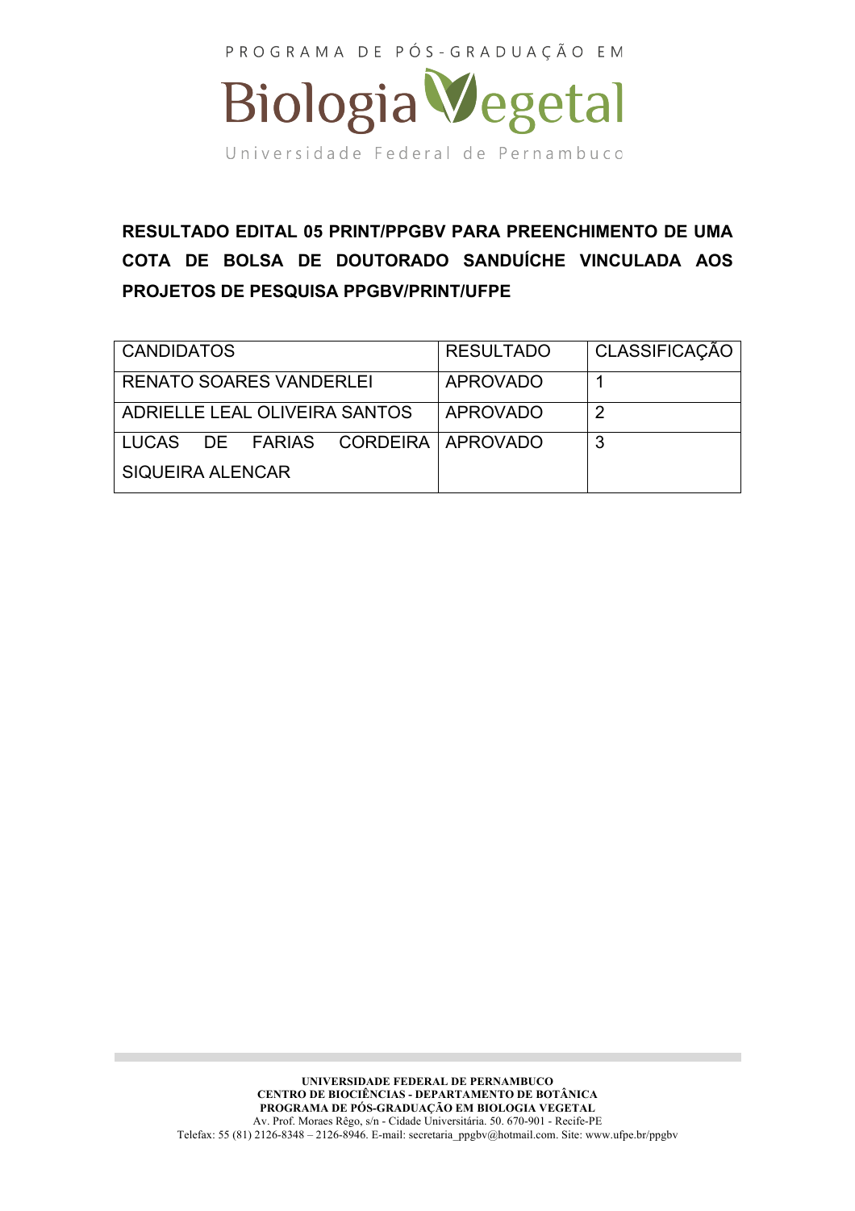PROGRAMA DE PÓS-GRADUAÇÃO EM

# Biologia Vegetal

Universidade Federal de Pernambuco

## RESULTADO EDITAL 05 PRINT/PPGBV PARA PREENCHIMENTO DE UMA COTA DE BOLSA DE DOUTORADO SANDUÍCHE VINCULADA AOS PROJETOS DE PESQUISA PPGBV/PRINT/UFPE

| CANDIDATOS | RESULTADO | CLASSIFICAÇÃO |
|---|---|---|
| RENATO SOARES VANDERLEI | APROVADO | 1 |
| ADRIELLE LEAL OLIVEIRA SANTOS | APROVADO | 2 |
| LUCAS DE FARIAS CORDEIRA SIQUEIRA ALENCAR | APROVADO | 3 |

**UNIVERSIDADE FEDERAL DE PERNAMBUCO**
**CENTRO DE BIOCIÊNCIAS - DEPARTAMENTO DE BOTÂNICA**
**PROGRAMA DE PÓS-GRADUAÇÃO EM BIOLOGIA VEGETAL**
Av. Prof. Moraes Rêgo, s/n - Cidade Universitária. 50. 670-901 - Recife-PE
Telefax: 55 (81) 2126-8348 – 2126-8946. E-mail: secretaria_ppgbv@hotmail.com. Site: www.ufpe.br/ppgbv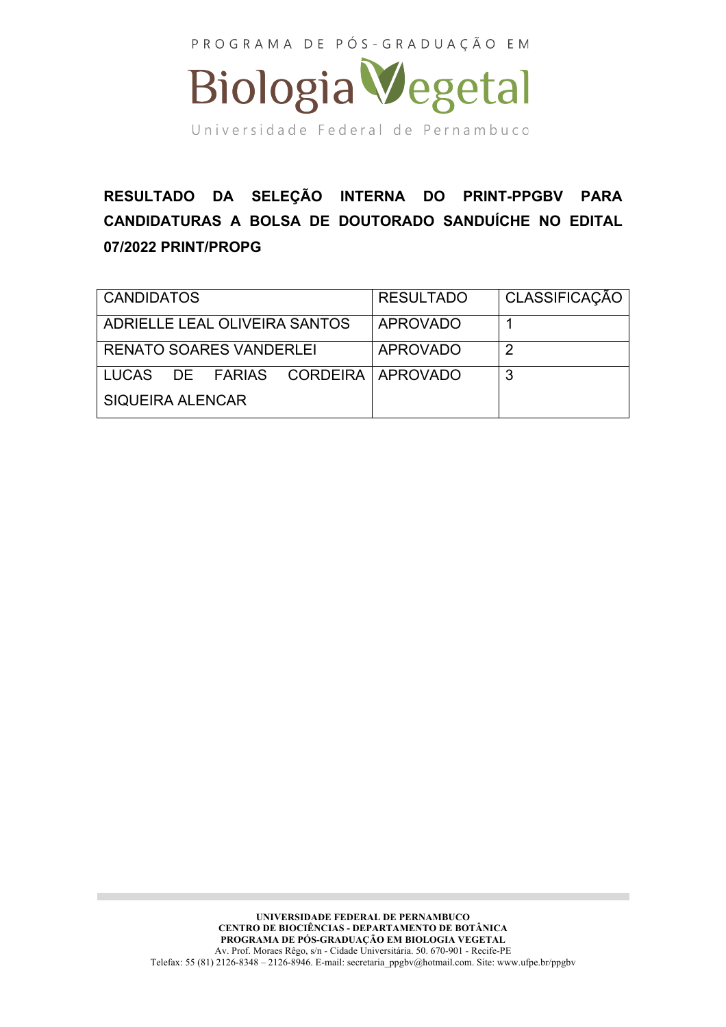PROGRAMA DE PÓS-GRADUAÇÃO EM

# Biologia Vegetal

Universidade Federal de Pernambuco

**RESULTADO DA SELEÇÃO INTERNA DO PRINT-PPGBV PARA CANDIDATURAS A BOLSA DE DOUTORADO SANDUÍCHE NO EDITAL 07/2022 PRINT/PROPG**

| CANDIDATOS | RESULTADO | CLASSIFICAÇÃO |
|---|---|---|
| ADRIELLE LEAL OLIVEIRA SANTOS | APROVADO | 1 |
| RENATO SOARES VANDERLEI | APROVADO | 2 |
| LUCAS DE FARIAS CORDEIRA SIQUEIRA ALENCAR | APROVADO | 3 |

**UNIVERSIDADE FEDERAL DE PERNAMBUCO**
**CENTRO DE BIOCIÊNCIAS - DEPARTAMENTO DE BOTÂNICA**
**PROGRAMA DE PÓS-GRADUAÇÃO EM BIOLOGIA VEGETAL**
Av. Prof. Moraes Rêgo, s/n - Cidade Universitária. 50. 670-901 - Recife-PE
Telefax: 55 (81) 2126-8348 – 2126-8946. E-mail: secretaria_ppgbv@hotmail.com. Site: www.ufpe.br/ppgbv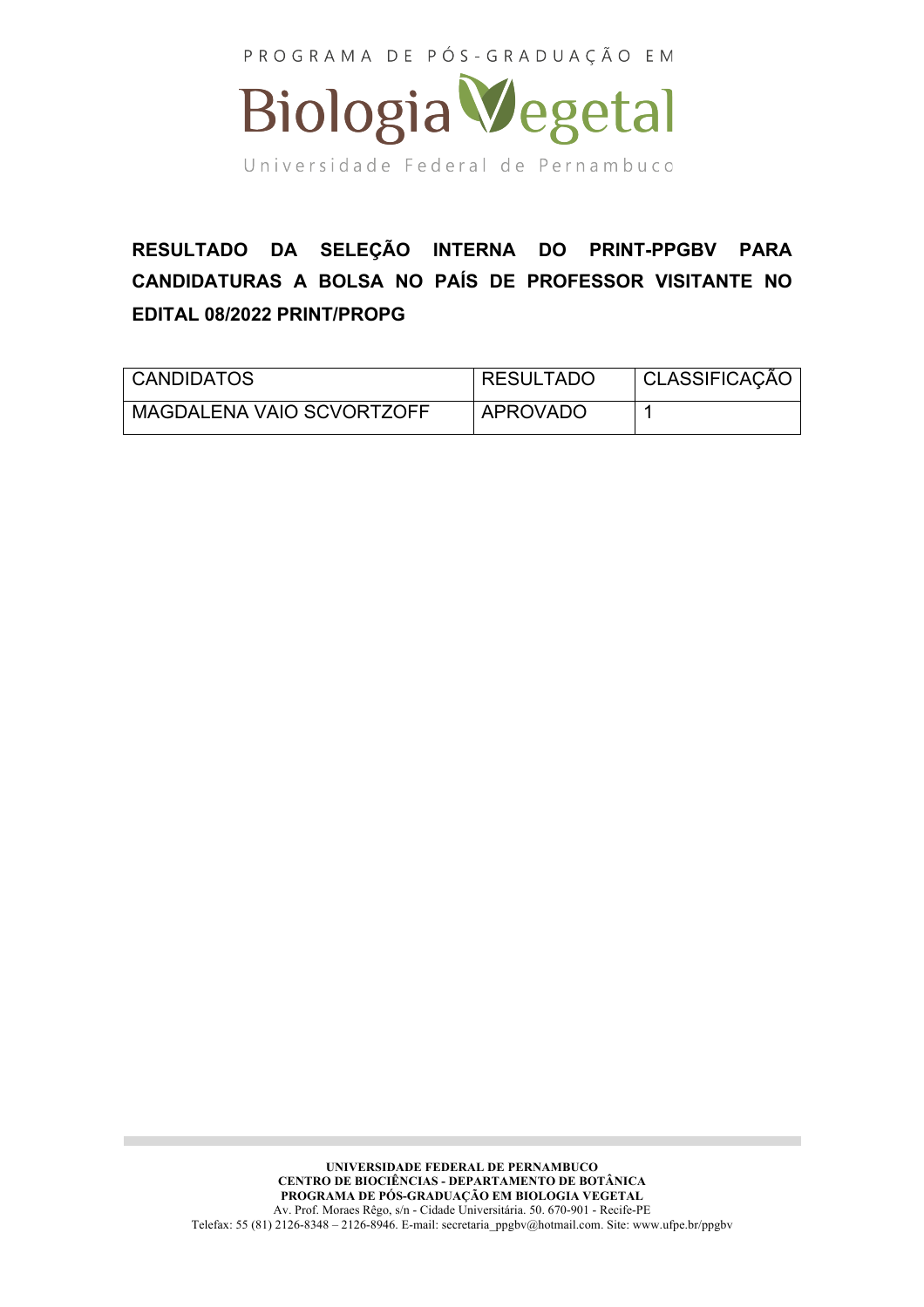PROGRAMA DE PÓS-GRADUAÇÃO EM

Biologia Vegetal

Universidade Federal de Pernambuco

**RESULTADO DA SELEÇÃO INTERNA DO PRINT-PPGBV PARA CANDIDATURAS A BOLSA NO PAÍS DE PROFESSOR VISITANTE NO EDITAL 08/2022 PRINT/PROPG**

| CANDIDATOS | RESULTADO | CLASSIFICAÇÃO |
| --- | --- | --- |
| MAGDALENA VAIO SCVORTZOFF | APROVADO | 1 |

**UNIVERSIDADE FEDERAL DE PERNAMBUCO**
**CENTRO DE BIOCIÊNCIAS - DEPARTAMENTO DE BOTÂNICA**
**PROGRAMA DE PÓS-GRADUAÇÃO EM BIOLOGIA VEGETAL**
Av. Prof. Moraes Rêgo, s/n - Cidade Universitária. 50. 670-901 - Recife-PE
Telefax: 55 (81) 2126-8348 – 2126-8946. E-mail: secretaria_ppgbv@hotmail.com. Site: www.ufpe.br/ppgbv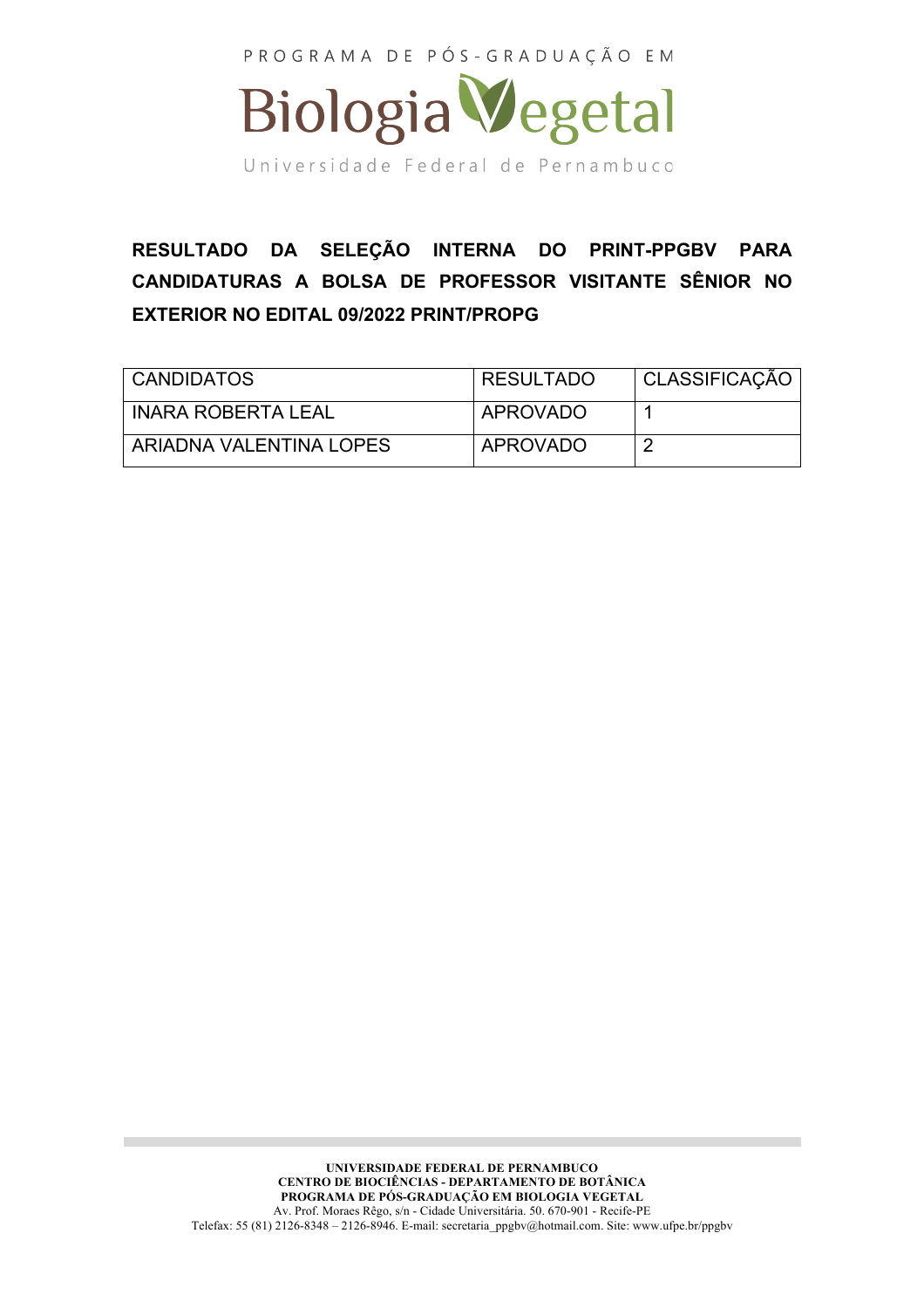PROGRAMA DE PÓS-GRADUAÇÃO EM

Biologia Vegetal

Universidade Federal de Pernambuco

**RESULTADO DA SELEÇÃO INTERNA DO PRINT-PPGBV PARA CANDIDATURAS A BOLSA DE PROFESSOR VISITANTE SÊNIOR NO EXTERIOR NO EDITAL 09/2022 PRINT/PROPG**

| CANDIDATOS | RESULTADO | CLASSIFICAÇÃO |
|---|---|---|
| INARA ROBERTA LEAL | APROVADO | 1 |
| ARIADNA VALENTINA LOPES | APROVADO | 2 |

**UNIVERSIDADE FEDERAL DE PERNAMBUCO**
**CENTRO DE BIOCIÊNCIAS - DEPARTAMENTO DE BOTÂNICA**
**PROGRAMA DE PÓS-GRADUAÇÃO EM BIOLOGIA VEGETAL**
Av. Prof. Moraes Rêgo, s/n - Cidade Universitária. 50. 670-901 - Recife-PE
Telefax: 55 (81) 2126-8348 – 2126-8946. E-mail: secretaria_ppgbv@hotmail.com. Site: www.ufpe.br/ppgbv